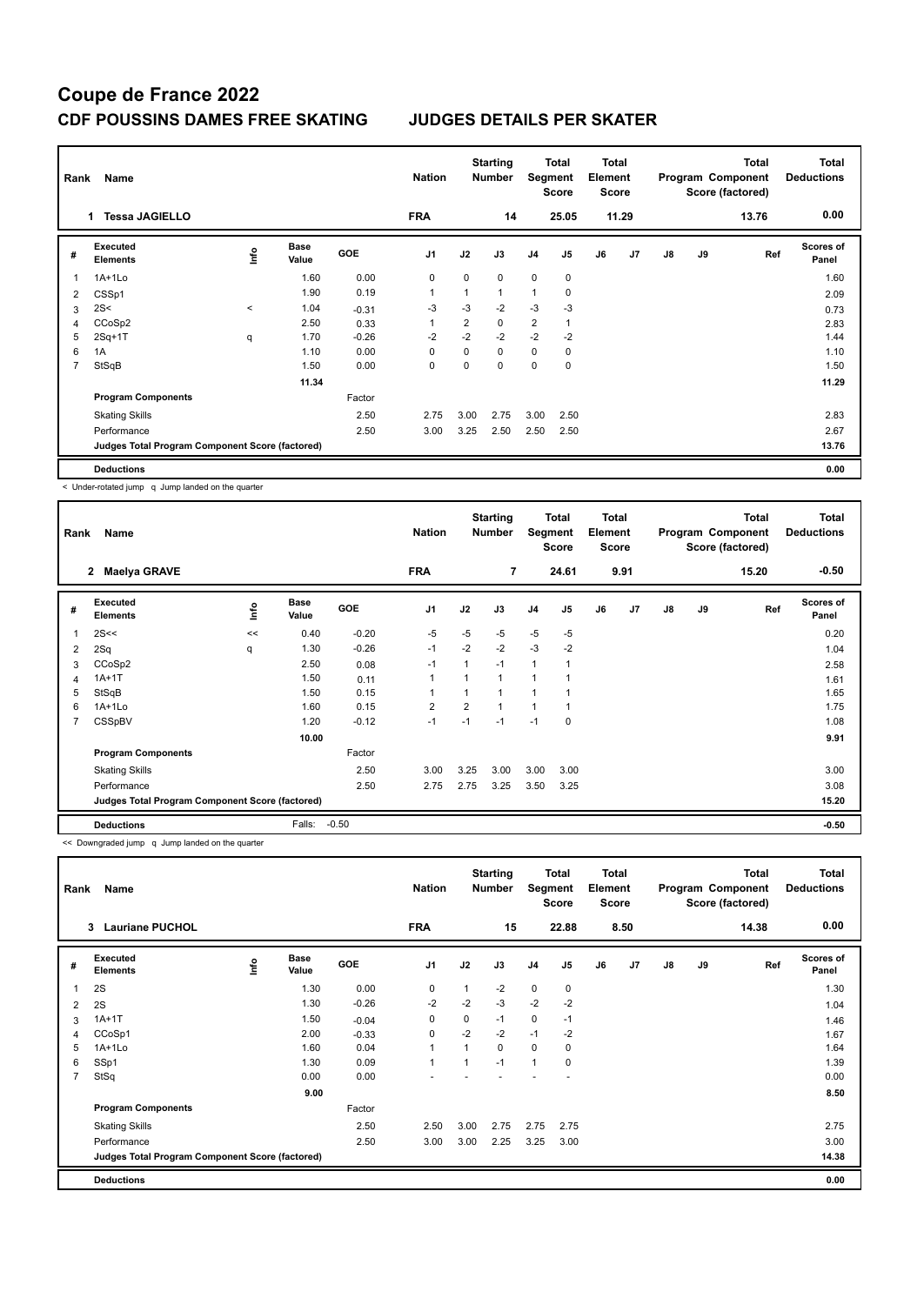# Coupe de France 2022

## CDF POUSSINS DAMES FREE SKATING JUDGES DETAILS PER SKATER

| Rank | Name | Nation | Starting Number | Total Segment Score | Total Element Score | Total Program Component Score (factored) | Total Deductions |
|---|---|---|---|---|---|---|---|
| 1 | Tessa JAGIELLO | FRA | 14 | 25.05 | 11.29 | 13.76 | 0.00 |

| # | Executed Elements | Info | Base Value | GOE | J1 | J2 | J3 | J4 | J5 | J6 | J7 | J8 | J9 | Ref | Scores of Panel |
|---|---|---|---|---|---|---|---|---|---|---|---|---|---|---|---|
| 1 | 1A+1Lo | | 1.60 | 0.00 | 0 | 0 | 0 | 0 | 0 | | | | | | 1.60 |
| 2 | CSSp1 | | 1.90 | 0.19 | 1 | 1 | 1 | 1 | 0 | | | | | | 2.09 |
| 3 | 2S< | < | 1.04 | -0.31 | -3 | -3 | -2 | -3 | -3 | | | | | | 0.73 |
| 4 | CCoSp2 | | 2.50 | 0.33 | 1 | 2 | 0 | 2 | 1 | | | | | | 2.83 |
| 5 | 2Sq+1T | q | 1.70 | -0.26 | -2 | -2 | -2 | -2 | -2 | | | | | | 1.44 |
| 6 | 1A | | 1.10 | 0.00 | 0 | 0 | 0 | 0 | 0 | | | | | | 1.10 |
| 7 | StSqB | | 1.50 | 0.00 | 0 | 0 | 0 | 0 | 0 | | | | | | 1.50 |
| | | | 11.34 | | | | | | | | | | | | 11.29 |
| | Program Components | | | Factor | | | | | | | | | | | |
| | Skating Skills | | | 2.50 | 2.75 | 3.00 | 2.75 | 3.00 | 2.50 | | | | | | 2.83 |
| | Performance | | | 2.50 | 3.00 | 3.25 | 2.50 | 2.50 | 2.50 | | | | | | 2.67 |
| | Judges Total Program Component Score (factored) | | | | | | | | | | | | | | 13.76 |
| | Deductions | | | | | | | | | | | | | | 0.00 |

< Under-rotated jump q Jump landed on the quarter

| Rank | Name | Nation | Starting Number | Total Segment Score | Total Element Score | Total Program Component Score (factored) | Total Deductions |
|---|---|---|---|---|---|---|---|
| 2 | Maelya GRAVE | FRA | 7 | 24.61 | 9.91 | 15.20 | -0.50 |

| # | Executed Elements | Info | Base Value | GOE | J1 | J2 | J3 | J4 | J5 | J6 | J7 | J8 | J9 | Ref | Scores of Panel |
|---|---|---|---|---|---|---|---|---|---|---|---|---|---|---|---|
| 1 | 2S<< | << | 0.40 | -0.20 | -5 | -5 | -5 | -5 | -5 | | | | | | 0.20 |
| 2 | 2Sq | q | 1.30 | -0.26 | -1 | -2 | -2 | -3 | -2 | | | | | | 1.04 |
| 3 | CCoSp2 | | 2.50 | 0.08 | -1 | 1 | -1 | 1 | 1 | | | | | | 2.58 |
| 4 | 1A+1T | | 1.50 | 0.11 | 1 | 1 | 1 | 1 | 1 | | | | | | 1.61 |
| 5 | StSqB | | 1.50 | 0.15 | 1 | 1 | 1 | 1 | 1 | | | | | | 1.65 |
| 6 | 1A+1Lo | | 1.60 | 0.15 | 2 | 2 | 1 | 1 | 1 | | | | | | 1.75 |
| 7 | CSSpBV | | 1.20 | -0.12 | -1 | -1 | -1 | -1 | 0 | | | | | | 1.08 |
| | | | 10.00 | | | | | | | | | | | | 9.91 |
| | Program Components | | | Factor | | | | | | | | | | | |
| | Skating Skills | | | 2.50 | 3.00 | 3.25 | 3.00 | 3.00 | 3.00 | | | | | | 3.00 |
| | Performance | | | 2.50 | 2.75 | 2.75 | 3.25 | 3.50 | 3.25 | | | | | | 3.08 |
| | Judges Total Program Component Score (factored) | | | | | | | | | | | | | | 15.20 |
| | Deductions | | Falls: | -0.50 | | | | | | | | | | | -0.50 |

<< Downgraded jump q Jump landed on the quarter

| Rank | Name | Nation | Starting Number | Total Segment Score | Total Element Score | Total Program Component Score (factored) | Total Deductions |
|---|---|---|---|---|---|---|---|
| 3 | Lauriane PUCHOL | FRA | 15 | 22.88 | 8.50 | 14.38 | 0.00 |

| # | Executed Elements | Info | Base Value | GOE | J1 | J2 | J3 | J4 | J5 | J6 | J7 | J8 | J9 | Ref | Scores of Panel |
|---|---|---|---|---|---|---|---|---|---|---|---|---|---|---|---|
| 1 | 2S | | 1.30 | 0.00 | 0 | 1 | -2 | 0 | 0 | | | | | | 1.30 |
| 2 | 2S | | 1.30 | -0.26 | -2 | -2 | -3 | -2 | -2 | | | | | | 1.04 |
| 3 | 1A+1T | | 1.50 | -0.04 | 0 | 0 | -1 | 0 | -1 | | | | | | 1.46 |
| 4 | CCoSp1 | | 2.00 | -0.33 | 0 | -2 | -2 | -1 | -2 | | | | | | 1.67 |
| 5 | 1A+1Lo | | 1.60 | 0.04 | 1 | 1 | 0 | 0 | 0 | | | | | | 1.64 |
| 6 | SSp1 | | 1.30 | 0.09 | 1 | 1 | -1 | 1 | 0 | | | | | | 1.39 |
| 7 | StSq | | 0.00 | 0.00 | - | - | - | - | - | | | | | | 0.00 |
| | | | 9.00 | | | | | | | | | | | | 8.50 |
| | Program Components | | | Factor | | | | | | | | | | | |
| | Skating Skills | | | 2.50 | 2.50 | 3.00 | 2.75 | 2.75 | 2.75 | | | | | | 2.75 |
| | Performance | | | 2.50 | 3.00 | 3.00 | 2.25 | 3.25 | 3.00 | | | | | | 3.00 |
| | Judges Total Program Component Score (factored) | | | | | | | | | | | | | | 14.38 |
| | Deductions | | | | | | | | | | | | | | 0.00 |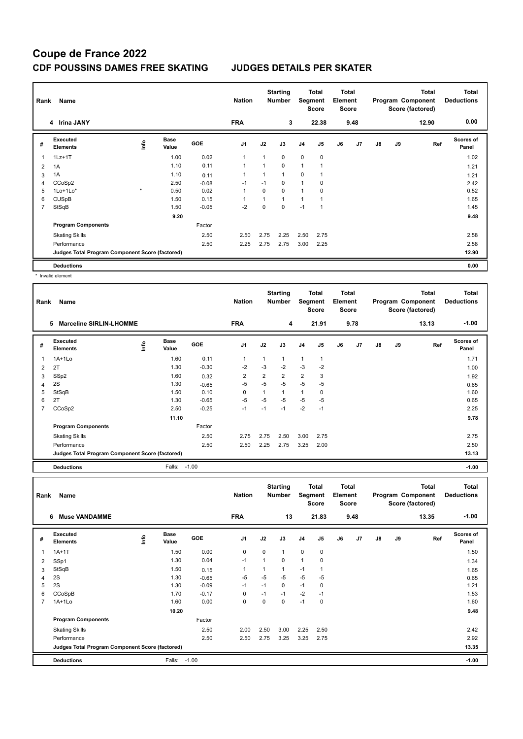# Coupe de France 2022

## CDF POUSSINS DAMES FREE SKATING JUDGES DETAILS PER SKATER

| Rank | Name | Nation | Starting Number | Total Segment Score | Total Element Score | Total Program Component Score (factored) | Total Deductions |
|---|---|---|---|---|---|---|---|
| 4 | Irina JANY | FRA | 3 | 22.38 | 9.48 | 12.90 | 0.00 |

| # | Executed Elements | Info | Base Value | GOE | J1 | J2 | J3 | J4 | J5 | J6 | J7 | J8 | J9 | Ref | Scores of Panel |
|---|---|---|---|---|---|---|---|---|---|---|---|---|---|---|---|
| 1 | 1Lz+1T | | 1.00 | 0.02 | 1 | 1 | 0 | 0 | 0 | | | | | | 1.02 |
| 2 | 1A | | 1.10 | 0.11 | 1 | 1 | 0 | 1 | 1 | | | | | | 1.21 |
| 3 | 1A | | 1.10 | 0.11 | 1 | 1 | 1 | 0 | 1 | | | | | | 1.21 |
| 4 | CCoSp2 | | 2.50 | -0.08 | -1 | -1 | 0 | 1 | 0 | | | | | | 2.42 |
| 5 | 1Lo+1Lo* | * | 0.50 | 0.02 | 1 | 0 | 0 | 1 | 0 | | | | | | 0.52 |
| 6 | CUSpB | | 1.50 | 0.15 | 1 | 1 | 1 | 1 | 1 | | | | | | 1.65 |
| 7 | StSqB | | 1.50 | -0.05 | -2 | 0 | 0 | -1 | 1 | | | | | | 1.45 |
| | | | 9.20 | | | | | | | | | | | | 9.48 |
| | **Program Components** | | | Factor | | | | | | | | | | | |
| | Skating Skills | | | 2.50 | 2.50 | 2.75 | 2.25 | 2.50 | 2.75 | | | | | | 2.58 |
| | Performance | | | 2.50 | 2.25 | 2.75 | 2.75 | 3.00 | 2.25 | | | | | | 2.58 |
| | Judges Total Program Component Score (factored) | | | | | | | | | | | | | | 12.90 |
| | **Deductions** | | | | | | | | | | | | | | 0.00 |

\* Invalid element

| Rank | Name | Nation | Starting Number | Total Segment Score | Total Element Score | Total Program Component Score (factored) | Total Deductions |
|---|---|---|---|---|---|---|---|
| 5 | Marceline SIRLIN-LHOMME | FRA | 4 | 21.91 | 9.78 | 13.13 | -1.00 |

| # | Executed Elements | Info | Base Value | GOE | J1 | J2 | J3 | J4 | J5 | J6 | J7 | J8 | J9 | Ref | Scores of Panel |
|---|---|---|---|---|---|---|---|---|---|---|---|---|---|---|---|
| 1 | 1A+1Lo | | 1.60 | 0.11 | 1 | 1 | 1 | 1 | 1 | | | | | | 1.71 |
| 2 | 2T | | 1.30 | -0.30 | -2 | -3 | -2 | -3 | -2 | | | | | | 1.00 |
| 3 | SSp2 | | 1.60 | 0.32 | 2 | 2 | 2 | 2 | 3 | | | | | | 1.92 |
| 4 | 2S | | 1.30 | -0.65 | -5 | -5 | -5 | -5 | -5 | | | | | | 0.65 |
| 5 | StSqB | | 1.50 | 0.10 | 0 | 1 | 1 | 1 | 0 | | | | | | 1.60 |
| 6 | 2T | | 1.30 | -0.65 | -5 | -5 | -5 | -5 | -5 | | | | | | 0.65 |
| 7 | CCoSp2 | | 2.50 | -0.25 | -1 | -1 | -1 | -2 | -1 | | | | | | 2.25 |
| | | | 11.10 | | | | | | | | | | | | 9.78 |
| | **Program Components** | | | Factor | | | | | | | | | | | |
| | Skating Skills | | | 2.50 | 2.75 | 2.75 | 2.50 | 3.00 | 2.75 | | | | | | 2.75 |
| | Performance | | | 2.50 | 2.50 | 2.25 | 2.75 | 3.25 | 2.00 | | | | | | 2.50 |
| | Judges Total Program Component Score (factored) | | | | | | | | | | | | | | 13.13 |
| | **Deductions** | | Falls: | -1.00 | | | | | | | | | | | -1.00 |

| Rank | Name | Nation | Starting Number | Total Segment Score | Total Element Score | Total Program Component Score (factored) | Total Deductions |
|---|---|---|---|---|---|---|---|
| 6 | Muse VANDAMME | FRA | 13 | 21.83 | 9.48 | 13.35 | -1.00 |

| # | Executed Elements | Info | Base Value | GOE | J1 | J2 | J3 | J4 | J5 | J6 | J7 | J8 | J9 | Ref | Scores of Panel |
|---|---|---|---|---|---|---|---|---|---|---|---|---|---|---|---|
| 1 | 1A+1T | | 1.50 | 0.00 | 0 | 0 | 1 | 0 | 0 | | | | | | 1.50 |
| 2 | SSp1 | | 1.30 | 0.04 | -1 | 1 | 0 | 1 | 0 | | | | | | 1.34 |
| 3 | StSqB | | 1.50 | 0.15 | 1 | 1 | 1 | -1 | 1 | | | | | | 1.65 |
| 4 | 2S | | 1.30 | -0.65 | -5 | -5 | -5 | -5 | -5 | | | | | | 0.65 |
| 5 | 2S | | 1.30 | -0.09 | -1 | -1 | 0 | -1 | 0 | | | | | | 1.21 |
| 6 | CCoSpB | | 1.70 | -0.17 | 0 | -1 | -1 | -2 | -1 | | | | | | 1.53 |
| 7 | 1A+1Lo | | 1.60 | 0.00 | 0 | 0 | 0 | -1 | 0 | | | | | | 1.60 |
| | | | 10.20 | | | | | | | | | | | | 9.48 |
| | **Program Components** | | | Factor | | | | | | | | | | | |
| | Skating Skills | | | 2.50 | 2.00 | 2.50 | 3.00 | 2.25 | 2.50 | | | | | | 2.42 |
| | Performance | | | 2.50 | 2.50 | 2.75 | 3.25 | 3.25 | 2.75 | | | | | | 2.92 |
| | Judges Total Program Component Score (factored) | | | | | | | | | | | | | | 13.35 |
| | **Deductions** | | Falls: | -1.00 | | | | | | | | | | | -1.00 |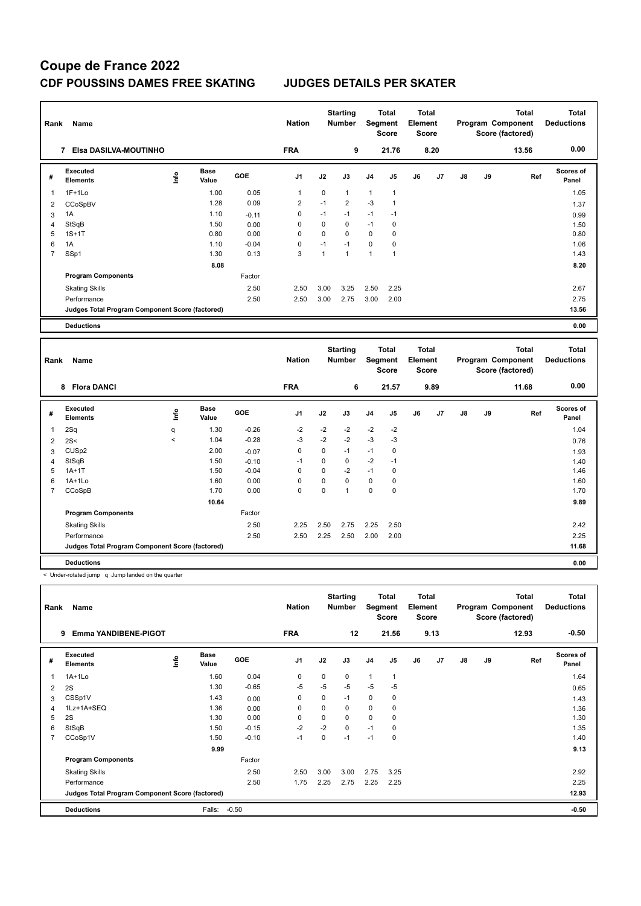# Coupe de France 2022

## CDF POUSSINS DAMES FREE SKATING JUDGES DETAILS PER SKATER

| Rank | Name | Nation | Starting Number | Total Segment Score | Total Element Score | Total Program Component Score (factored) | Total Deductions |
|---|---|---|---|---|---|---|---|
| 7 | Elsa DASILVA-MOUTINHO | FRA | 9 | 21.76 | 8.20 | 13.56 | 0.00 |

| # | Executed Elements | Info | Base Value | GOE | J1 | J2 | J3 | J4 | J5 | J6 | J7 | J8 | J9 | Ref | Scores of Panel |
|---|---|---|---|---|---|---|---|---|---|---|---|---|---|---|---|
| 1 | 1F+1Lo | | 1.00 | 0.05 | 1 | 0 | 1 | 1 | 1 | | | | | | 1.05 |
| 2 | CCoSpBV | | 1.28 | 0.09 | 2 | -1 | 2 | -3 | 1 | | | | | | 1.37 |
| 3 | 1A | | 1.10 | -0.11 | 0 | -1 | -1 | -1 | -1 | | | | | | 0.99 |
| 4 | StSqB | | 1.50 | 0.00 | 0 | 0 | 0 | -1 | 0 | | | | | | 1.50 |
| 5 | 1S+1T | | 0.80 | 0.00 | 0 | 0 | 0 | 0 | 0 | | | | | | 0.80 |
| 6 | 1A | | 1.10 | -0.04 | 0 | -1 | -1 | 0 | 0 | | | | | | 1.06 |
| 7 | SSp1 | | 1.30 | 0.13 | 3 | 1 | 1 | 1 | 1 | | | | | | 1.43 |
| | | | 8.08 | | | | | | | | | | | | 8.20 |
| | Program Components | | | Factor | | | | | | | | | | | |
| | Skating Skills | | | 2.50 | 2.50 | 3.00 | 3.25 | 2.50 | 2.25 | | | | | | 2.67 |
| | Performance | | | 2.50 | 2.50 | 3.00 | 2.75 | 3.00 | 2.00 | | | | | | 2.75 |
| | Judges Total Program Component Score (factored) | | | | | | | | | | | | | | 13.56 |
| | Deductions | | | | | | | | | | | | | | 0.00 |

| Rank | Name | Nation | Starting Number | Total Segment Score | Total Element Score | Total Program Component Score (factored) | Total Deductions |
|---|---|---|---|---|---|---|---|
| 8 | Flora DANCI | FRA | 6 | 21.57 | 9.89 | 11.68 | 0.00 |

| # | Executed Elements | Info | Base Value | GOE | J1 | J2 | J3 | J4 | J5 | J6 | J7 | J8 | J9 | Ref | Scores of Panel |
|---|---|---|---|---|---|---|---|---|---|---|---|---|---|---|---|
| 1 | 2Sq | q | 1.30 | -0.26 | -2 | -2 | -2 | -2 | -2 | | | | | | 1.04 |
| 2 | 2S< | < | 1.04 | -0.28 | -3 | -2 | -2 | -3 | -3 | | | | | | 0.76 |
| 3 | CUSp2 | | 2.00 | -0.07 | 0 | 0 | -1 | -1 | 0 | | | | | | 1.93 |
| 4 | StSqB | | 1.50 | -0.10 | -1 | 0 | 0 | -2 | -1 | | | | | | 1.40 |
| 5 | 1A+1T | | 1.50 | -0.04 | 0 | 0 | -2 | -1 | 0 | | | | | | 1.46 |
| 6 | 1A+1Lo | | 1.60 | 0.00 | 0 | 0 | 0 | 0 | 0 | | | | | | 1.60 |
| 7 | CCoSpB | | 1.70 | 0.00 | 0 | 0 | 1 | 0 | 0 | | | | | | 1.70 |
| | | | 10.64 | | | | | | | | | | | | 9.89 |
| | Program Components | | | Factor | | | | | | | | | | | |
| | Skating Skills | | | 2.50 | 2.25 | 2.50 | 2.75 | 2.25 | 2.50 | | | | | | 2.42 |
| | Performance | | | 2.50 | 2.50 | 2.25 | 2.50 | 2.00 | 2.00 | | | | | | 2.25 |
| | Judges Total Program Component Score (factored) | | | | | | | | | | | | | | 11.68 |
| | Deductions | | | | | | | | | | | | | | 0.00 |

< Under-rotated jump q Jump landed on the quarter

| Rank | Name | Nation | Starting Number | Total Segment Score | Total Element Score | Total Program Component Score (factored) | Total Deductions |
|---|---|---|---|---|---|---|---|
| 9 | Emma YANDIBENE-PIGOT | FRA | 12 | 21.56 | 9.13 | 12.93 | -0.50 |

| # | Executed Elements | Info | Base Value | GOE | J1 | J2 | J3 | J4 | J5 | J6 | J7 | J8 | J9 | Ref | Scores of Panel |
|---|---|---|---|---|---|---|---|---|---|---|---|---|---|---|---|
| 1 | 1A+1Lo | | 1.60 | 0.04 | 0 | 0 | 0 | 1 | 1 | | | | | | 1.64 |
| 2 | 2S | | 1.30 | -0.65 | -5 | -5 | -5 | -5 | -5 | | | | | | 0.65 |
| 3 | CSSp1V | | 1.43 | 0.00 | 0 | 0 | -1 | 0 | 0 | | | | | | 1.43 |
| 4 | 1Lz+1A+SEQ | | 1.36 | 0.00 | 0 | 0 | 0 | 0 | 0 | | | | | | 1.36 |
| 5 | 2S | | 1.30 | 0.00 | 0 | 0 | 0 | 0 | 0 | | | | | | 1.30 |
| 6 | StSqB | | 1.50 | -0.15 | -2 | -2 | 0 | -1 | 0 | | | | | | 1.35 |
| 7 | CCoSp1V | | 1.50 | -0.10 | -1 | 0 | -1 | -1 | 0 | | | | | | 1.40 |
| | | | 9.99 | | | | | | | | | | | | 9.13 |
| | Program Components | | | Factor | | | | | | | | | | | |
| | Skating Skills | | | 2.50 | 2.50 | 3.00 | 3.00 | 2.75 | 3.25 | | | | | | 2.92 |
| | Performance | | | 2.50 | 1.75 | 2.25 | 2.75 | 2.25 | 2.25 | | | | | | 2.25 |
| | Judges Total Program Component Score (factored) | | | | | | | | | | | | | | 12.93 |
| | Deductions | Falls: -0.50 | | | | | | | | | | | | | -0.50 |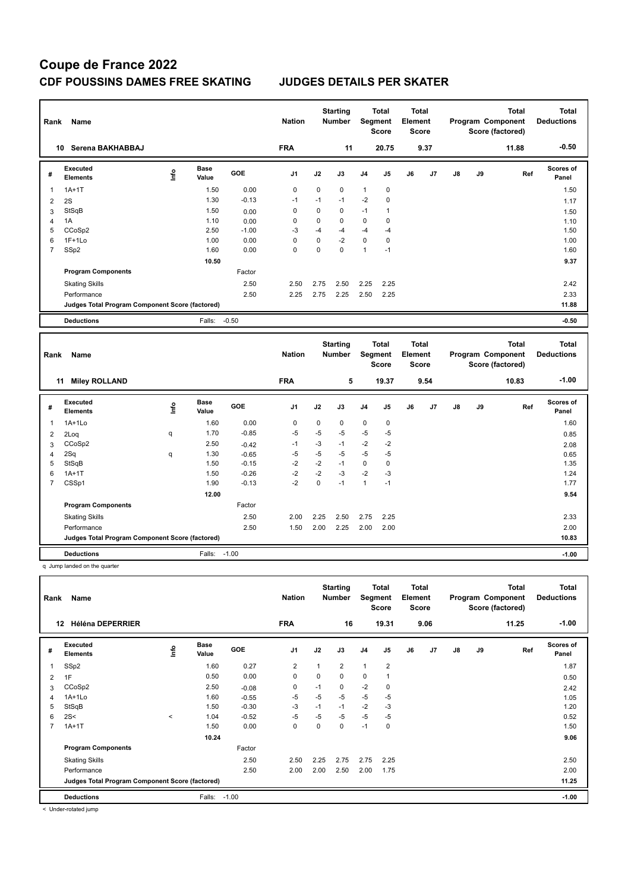# Coupe de France 2022

## CDF POUSSINS DAMES FREE SKATING JUDGES DETAILS PER SKATER

| Rank | Name | Nation | Starting Number | Total Segment Score | Total Element Score | Total Program Component Score (factored) | Total Deductions |
|---|---|---|---|---|---|---|---|
| 10 | Serena BAKHABBAJ | FRA | 11 | 20.75 | 9.37 | 11.88 | -0.50 |

| # | Executed Elements | Info | Base Value | GOE | J1 | J2 | J3 | J4 | J5 | J6 | J7 | J8 | J9 | Ref | Scores of Panel |
|---|---|---|---|---|---|---|---|---|---|---|---|---|---|---|---|
| 1 | 1A+1T | | 1.50 | 0.00 | 0 | 0 | 0 | 1 | 0 | | | | | | 1.50 |
| 2 | 2S | | 1.30 | -0.13 | -1 | -1 | -1 | -2 | 0 | | | | | | 1.17 |
| 3 | StSqB | | 1.50 | 0.00 | 0 | 0 | 0 | -1 | 1 | | | | | | 1.50 |
| 4 | 1A | | 1.10 | 0.00 | 0 | 0 | 0 | 0 | 0 | | | | | | 1.10 |
| 5 | CCoSp2 | | 2.50 | -1.00 | -3 | -4 | -4 | -4 | -4 | | | | | | 1.50 |
| 6 | 1F+1Lo | | 1.00 | 0.00 | 0 | 0 | -2 | 0 | 0 | | | | | | 1.00 |
| 7 | SSp2 | | 1.60 | 0.00 | 0 | 0 | 0 | 1 | -1 | | | | | | 1.60 |
| | | | 10.50 | | | | | | | | | | | | 9.37 |
| | Program Components | | | Factor | | | | | | | | | | | |
| | Skating Skills | | | 2.50 | 2.50 | 2.75 | 2.50 | 2.25 | 2.25 | | | | | | 2.42 |
| | Performance | | | 2.50 | 2.25 | 2.75 | 2.25 | 2.50 | 2.25 | | | | | | 2.33 |
| | Judges Total Program Component Score (factored) | | | | | | | | | | | | | | 11.88 |
| | Deductions | | Falls: | -0.50 | | | | | | | | | | | -0.50 |

| Rank | Name | Nation | Starting Number | Total Segment Score | Total Element Score | Total Program Component Score (factored) | Total Deductions |
|---|---|---|---|---|---|---|---|
| 11 | Miley ROLLAND | FRA | 5 | 19.37 | 9.54 | 10.83 | -1.00 |

| # | Executed Elements | Info | Base Value | GOE | J1 | J2 | J3 | J4 | J5 | J6 | J7 | J8 | J9 | Ref | Scores of Panel |
|---|---|---|---|---|---|---|---|---|---|---|---|---|---|---|---|
| 1 | 1A+1Lo | | 1.60 | 0.00 | 0 | 0 | 0 | 0 | 0 | | | | | | 1.60 |
| 2 | 2Loq | q | 1.70 | -0.85 | -5 | -5 | -5 | -5 | -5 | | | | | | 0.85 |
| 3 | CCoSp2 | | 2.50 | -0.42 | -1 | -3 | -1 | -2 | -2 | | | | | | 2.08 |
| 4 | 2Sq | q | 1.30 | -0.65 | -5 | -5 | -5 | -5 | -5 | | | | | | 0.65 |
| 5 | StSqB | | 1.50 | -0.15 | -2 | -2 | -1 | 0 | 0 | | | | | | 1.35 |
| 6 | 1A+1T | | 1.50 | -0.26 | -2 | -2 | -3 | -2 | -3 | | | | | | 1.24 |
| 7 | CSSp1 | | 1.90 | -0.13 | -2 | 0 | -1 | 1 | -1 | | | | | | 1.77 |
| | | | 12.00 | | | | | | | | | | | | 9.54 |
| | Program Components | | | Factor | | | | | | | | | | | |
| | Skating Skills | | | 2.50 | 2.00 | 2.25 | 2.50 | 2.75 | 2.25 | | | | | | 2.33 |
| | Performance | | | 2.50 | 1.50 | 2.00 | 2.25 | 2.00 | 2.00 | | | | | | 2.00 |
| | Judges Total Program Component Score (factored) | | | | | | | | | | | | | | 10.83 |
| | Deductions | | Falls: | -1.00 | | | | | | | | | | | -1.00 |

q Jump landed on the quarter

| Rank | Name | Nation | Starting Number | Total Segment Score | Total Element Score | Total Program Component Score (factored) | Total Deductions |
|---|---|---|---|---|---|---|---|
| 12 | Héléna DEPERRIER | FRA | 16 | 19.31 | 9.06 | 11.25 | -1.00 |

| # | Executed Elements | Info | Base Value | GOE | J1 | J2 | J3 | J4 | J5 | J6 | J7 | J8 | J9 | Ref | Scores of Panel |
|---|---|---|---|---|---|---|---|---|---|---|---|---|---|---|---|
| 1 | SSp2 | | 1.60 | 0.27 | 2 | 1 | 2 | 1 | 2 | | | | | | 1.87 |
| 2 | 1F | | 0.50 | 0.00 | 0 | 0 | 0 | 0 | 1 | | | | | | 0.50 |
| 3 | CCoSp2 | | 2.50 | -0.08 | 0 | -1 | 0 | -2 | 0 | | | | | | 2.42 |
| 4 | 1A+1Lo | | 1.60 | -0.55 | -5 | -5 | -5 | -5 | -5 | | | | | | 1.05 |
| 5 | StSqB | | 1.50 | -0.30 | -3 | -1 | -1 | -2 | -3 | | | | | | 1.20 |
| 6 | 2S< | < | 1.04 | -0.52 | -5 | -5 | -5 | -5 | -5 | | | | | | 0.52 |
| 7 | 1A+1T | | 1.50 | 0.00 | 0 | 0 | 0 | -1 | 0 | | | | | | 1.50 |
| | | | 10.24 | | | | | | | | | | | | 9.06 |
| | Program Components | | | Factor | | | | | | | | | | | |
| | Skating Skills | | | 2.50 | 2.50 | 2.25 | 2.75 | 2.75 | 2.25 | | | | | | 2.50 |
| | Performance | | | 2.50 | 2.00 | 2.00 | 2.50 | 2.00 | 1.75 | | | | | | 2.00 |
| | Judges Total Program Component Score (factored) | | | | | | | | | | | | | | 11.25 |
| | Deductions | | Falls: | -1.00 | | | | | | | | | | | -1.00 |

< Under-rotated jump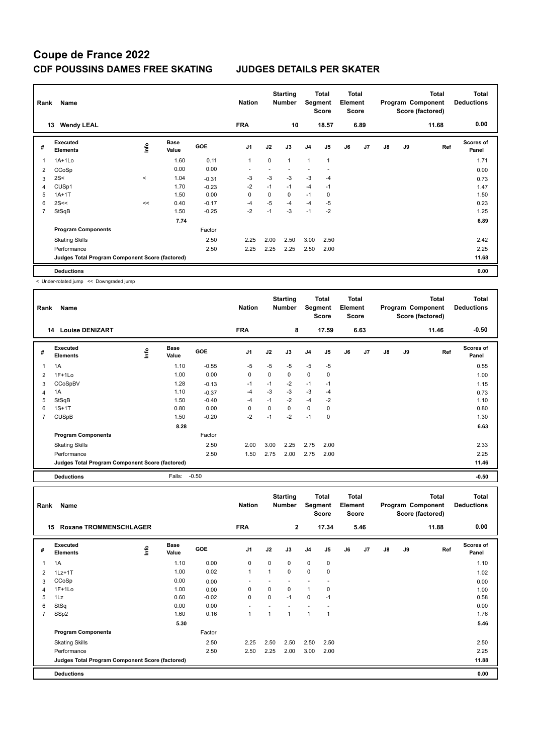# Coupe de France 2022

## CDF POUSSINS DAMES FREE SKATING JUDGES DETAILS PER SKATER

| Rank | Name | Nation | Starting Number | Total Segment Score | Total Element Score | Total Program Component Score (factored) | Total Deductions |
|---|---|---|---|---|---|---|---|
| 13 | Wendy LEAL | FRA | 10 | 18.57 | 6.89 | 11.68 | 0.00 |

| # | Executed Elements | Info | Base Value | GOE | J1 | J2 | J3 | J4 | J5 | J6 | J7 | J8 | J9 | Ref | Scores of Panel |
|---|---|---|---|---|---|---|---|---|---|---|---|---|---|---|---|
| 1 | 1A+1Lo | | 1.60 | 0.11 | 1 | 0 | 1 | 1 | 1 | | | | | | 1.71 |
| 2 | CCoSp | | 0.00 | 0.00 | - | - | - | - | - | | | | | | 0.00 |
| 3 | 2S< | < | 1.04 | -0.31 | -3 | -3 | -3 | -3 | -4 | | | | | | 0.73 |
| 4 | CUSp1 | | 1.70 | -0.23 | -2 | -1 | -1 | -4 | -1 | | | | | | 1.47 |
| 5 | 1A+1T | | 1.50 | 0.00 | 0 | 0 | 0 | -1 | 0 | | | | | | 1.50 |
| 6 | 2S<< | << | 0.40 | -0.17 | -4 | -5 | -4 | -4 | -5 | | | | | | 0.23 |
| 7 | StSqB | | 1.50 | -0.25 | -2 | -1 | -3 | -1 | -2 | | | | | | 1.25 |
| | | | 7.74 | | | | | | | | | | | | 6.89 |
| | **Program Components** | | | Factor | | | | | | | | | | | |
| | Skating Skills | | | 2.50 | 2.25 | 2.00 | 2.50 | 3.00 | 2.50 | | | | | | 2.42 |
| | Performance | | | 2.50 | 2.25 | 2.25 | 2.25 | 2.50 | 2.00 | | | | | | 2.25 |
| | Judges Total Program Component Score (factored) | | | | | | | | | | | | | | 11.68 |
| | **Deductions** | | | | | | | | | | | | | | 0.00 |

< Under-rotated jump << Downgraded jump

| Rank | Name | Nation | Starting Number | Total Segment Score | Total Element Score | Total Program Component Score (factored) | Total Deductions |
|---|---|---|---|---|---|---|---|
| 14 | Louise DENIZART | FRA | 8 | 17.59 | 6.63 | 11.46 | -0.50 |

| # | Executed Elements | Info | Base Value | GOE | J1 | J2 | J3 | J4 | J5 | J6 | J7 | J8 | J9 | Ref | Scores of Panel |
|---|---|---|---|---|---|---|---|---|---|---|---|---|---|---|---|
| 1 | 1A | | 1.10 | -0.55 | -5 | -5 | -5 | -5 | -5 | | | | | | 0.55 |
| 2 | 1F+1Lo | | 1.00 | 0.00 | 0 | 0 | 0 | 0 | 0 | | | | | | 1.00 |
| 3 | CCoSpBV | | 1.28 | -0.13 | -1 | -1 | -2 | -1 | -1 | | | | | | 1.15 |
| 4 | 1A | | 1.10 | -0.37 | -4 | -3 | -3 | -3 | -4 | | | | | | 0.73 |
| 5 | StSqB | | 1.50 | -0.40 | -4 | -1 | -2 | -4 | -2 | | | | | | 1.10 |
| 6 | 1S+1T | | 0.80 | 0.00 | 0 | 0 | 0 | 0 | 0 | | | | | | 0.80 |
| 7 | CUSpB | | 1.50 | -0.20 | -2 | -1 | -2 | -1 | 0 | | | | | | 1.30 |
| | | | 8.28 | | | | | | | | | | | | 6.63 |
| | **Program Components** | | | Factor | | | | | | | | | | | |
| | Skating Skills | | | 2.50 | 2.00 | 3.00 | 2.25 | 2.75 | 2.00 | | | | | | 2.33 |
| | Performance | | | 2.50 | 1.50 | 2.75 | 2.00 | 2.75 | 2.00 | | | | | | 2.25 |
| | Judges Total Program Component Score (factored) | | | | | | | | | | | | | | 11.46 |
| | **Deductions** | | Falls: | -0.50 | | | | | | | | | | | -0.50 |

| Rank | Name | Nation | Starting Number | Total Segment Score | Total Element Score | Total Program Component Score (factored) | Total Deductions |
|---|---|---|---|---|---|---|---|
| 15 | Roxane TROMMENSCHLAGER | FRA | 2 | 17.34 | 5.46 | 11.88 | 0.00 |

| # | Executed Elements | Info | Base Value | GOE | J1 | J2 | J3 | J4 | J5 | J6 | J7 | J8 | J9 | Ref | Scores of Panel |
|---|---|---|---|---|---|---|---|---|---|---|---|---|---|---|---|
| 1 | 1A | | 1.10 | 0.00 | 0 | 0 | 0 | 0 | 0 | | | | | | 1.10 |
| 2 | 1Lz+1T | | 1.00 | 0.02 | 1 | 1 | 0 | 0 | 0 | | | | | | 1.02 |
| 3 | CCoSp | | 0.00 | 0.00 | - | - | - | - | - | | | | | | 0.00 |
| 4 | 1F+1Lo | | 1.00 | 0.00 | 0 | 0 | 0 | 1 | 0 | | | | | | 1.00 |
| 5 | 1Lz | | 0.60 | -0.02 | 0 | 0 | -1 | 0 | -1 | | | | | | 0.58 |
| 6 | StSq | | 0.00 | 0.00 | - | - | - | - | - | | | | | | 0.00 |
| 7 | SSp2 | | 1.60 | 0.16 | 1 | 1 | 1 | 1 | 1 | | | | | | 1.76 |
| | | | 5.30 | | | | | | | | | | | | 5.46 |
| | **Program Components** | | | Factor | | | | | | | | | | | |
| | Skating Skills | | | 2.50 | 2.25 | 2.50 | 2.50 | 2.50 | 2.50 | | | | | | 2.50 |
| | Performance | | | 2.50 | 2.50 | 2.25 | 2.00 | 3.00 | 2.00 | | | | | | 2.25 |
| | Judges Total Program Component Score (factored) | | | | | | | | | | | | | | 11.88 |
| | **Deductions** | | | | | | | | | | | | | | 0.00 |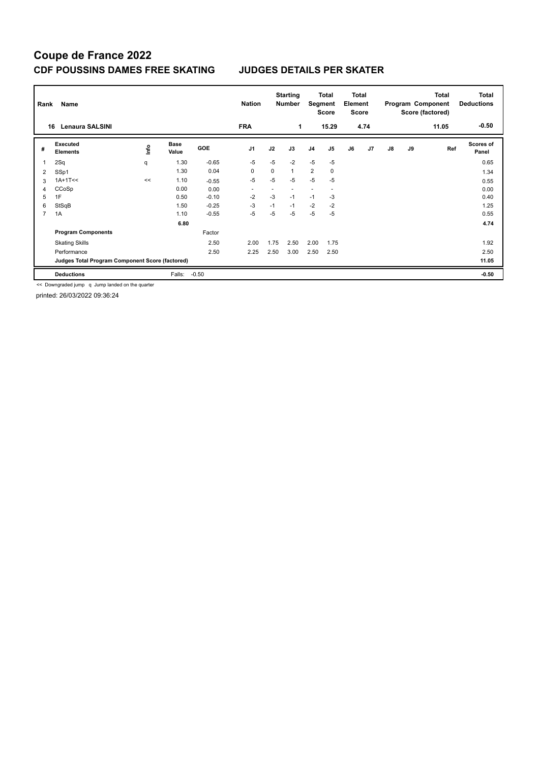# Coupe de France 2022

## CDF POUSSINS DAMES FREE SKATING JUDGES DETAILS PER SKATER

| Rank | Name | Nation | Starting Number | Total Segment Score | Total Element Score | Total Program Component Score (factored) | Total Deductions |
|---|---|---|---|---|---|---|---|
| 16 | Lenaura SALSINI | FRA | 1 | 15.29 | 4.74 | 11.05 | -0.50 |

| # | Executed Elements | Info | Base Value | GOE | J1 | J2 | J3 | J4 | J5 | J6 | J7 | J8 | J9 | Ref | Scores of Panel |
|---|---|---|---|---|---|---|---|---|---|---|---|---|---|---|---|
| 1 | 2Sq | q | 1.30 | -0.65 | -5 | -5 | -2 | -5 | -5 | | | | | | 0.65 |
| 2 | SSp1 | | 1.30 | 0.04 | 0 | 0 | 1 | 2 | 0 | | | | | | 1.34 |
| 3 | 1A+1T<< | << | 1.10 | -0.55 | -5 | -5 | -5 | -5 | -5 | | | | | | 0.55 |
| 4 | CCoSp | | 0.00 | 0.00 | - | - | - | - | - | | | | | | 0.00 |
| 5 | 1F | | 0.50 | -0.10 | -2 | -3 | -1 | -1 | -3 | | | | | | 0.40 |
| 6 | StSqB | | 1.50 | -0.25 | -3 | -1 | -1 | -2 | -2 | | | | | | 1.25 |
| 7 | 1A | | 1.10 | -0.55 | -5 | -5 | -5 | -5 | -5 | | | | | | 0.55 |
| | | | 6.80 | | | | | | | | | | | | 4.74 |
| | **Program Components** | | | Factor | | | | | | | | | | | |
| | Skating Skills | | | 2.50 | 2.00 | 1.75 | 2.50 | 2.00 | 1.75 | | | | | | 1.92 |
| | Performance | | | 2.50 | 2.25 | 2.50 | 3.00 | 2.50 | 2.50 | | | | | | 2.50 |
| | **Judges Total Program Component Score (factored)** | | | | | | | | | | | | | | 11.05 |
| | **Deductions** | | Falls: | -0.50 | | | | | | | | | | | -0.50 |

<< Downgraded jump q Jump landed on the quarter

printed: 26/03/2022 09:36:24